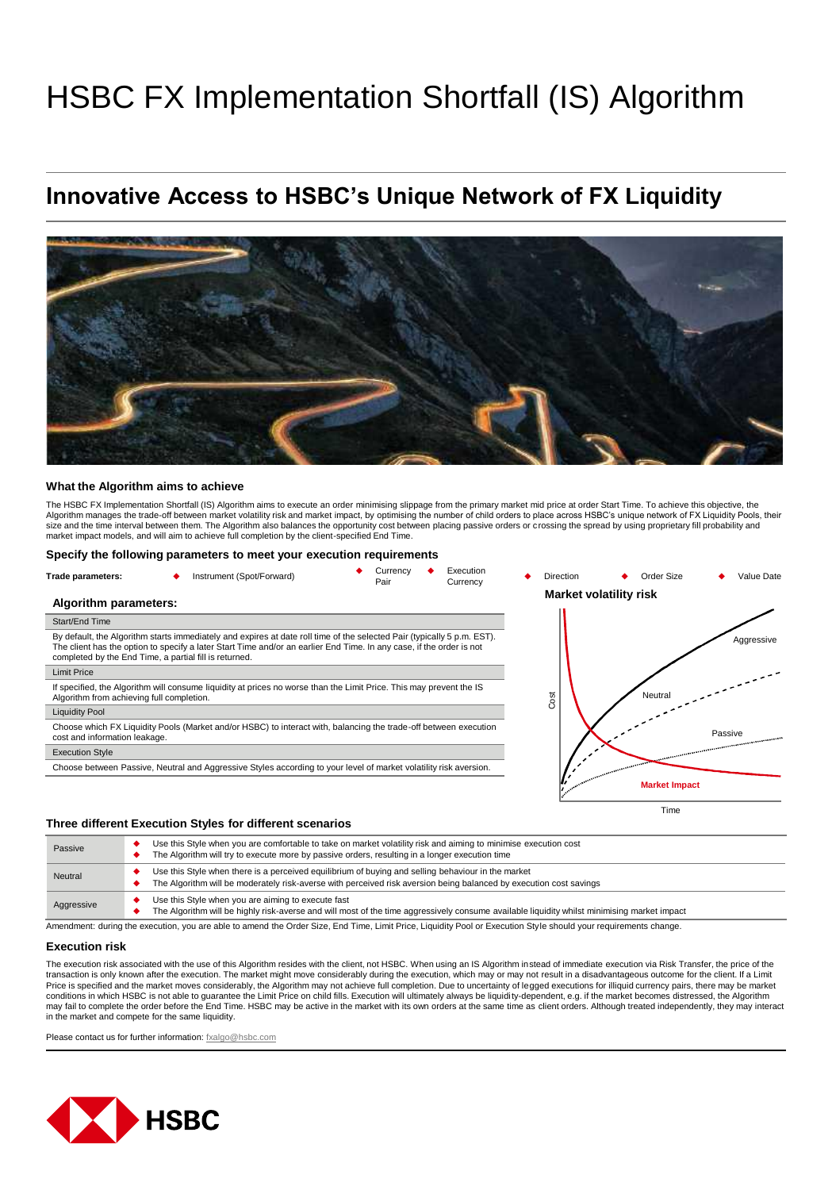# HSBC FX Implementation Shortfall (IS) Algorithm

## Innovative Access to HSBC's Unique Network of FX Liquidity

### What the Algorithm aims to achieve

The HSBC FX Implementation Shortfall (IS) Algorithm aims to execute an order minimising slippage from the primary market mid price at order Start Time. To achieve this objective, the Algorithm manages the trade-off between market volatility risk and market impact, by optimising the number of child orders to place across HSBC's unique network of FX Liquidity Pools, their size and the time interval between them. The Algorithm also balances the opportunity cost between placing passive orders or crossing the spread by using proprietary fill probability and market impact models, and will aim to achieve full completion by the client-specified End Time.

### Specify the following parameters to meet your execution requirements

**Trade parameters:**

- Instrument (Spot/Forward)
- Currency Pair
- Execution Currency
- Direction
- Order Size
- Value Date

**Algorithm parameters:**

| Start/End Time |
|---|
| By default, the Algorithm starts immediately and expires at date roll time of the selected Pair (typically 5 p.m. EST). The client has the option to specify a later Start Time and/or an earlier End Time. In any case, if the order is not completed by the End Time, a partial fill is returned. |
| **Limit Price** |
| If specified, the Algorithm will consume liquidity at prices no worse than the Limit Price. This may prevent the IS Algorithm from achieving full completion. |
| **Liquidity Pool** |
| Choose which FX Liquidity Pools (Market and/or HSBC) to interact with, balancing the trade-off between execution cost and information leakage. |
| **Execution Style** |
| Choose between Passive, Neutral and Aggressive Styles according to your level of market volatility risk aversion. |

**Market volatility risk**

(Chart: Cost vs. Time — Aggressive, Neutral, Passive curves; Market Impact)

### Three different Execution Styles for different scenarios

| Style | Description |
|---|---|
| Passive | Use this Style when you are comfortable to take on market volatility risk and aiming to minimise execution cost<br>The Algorithm will try to execute more by passive orders, resulting in a longer execution time |
| Neutral | Use this Style when there is a perceived equilibrium of buying and selling behaviour in the market<br>The Algorithm will be moderately risk-averse with perceived risk aversion being balanced by execution cost savings |
| Aggressive | Use this Style when you are aiming to execute fast<br>The Algorithm will be highly risk-averse and will most of the time aggressively consume available liquidity whilst minimising market impact |

Amendment: during the execution, you are able to amend the Order Size, End Time, Limit Price, Liquidity Pool or Execution Style should your requirements change.

### Execution risk

The execution risk associated with the use of this Algorithm resides with the client, not HSBC. When using an IS Algorithm instead of immediate execution via Risk Transfer, the price of the transaction is only known after the execution. The market might move considerably during the execution, which may or may not result in a disadvantageous outcome for the client. If a Limit Price is specified and the market moves considerably, the Algorithm may not achieve full completion. Due to uncertainty of legged executions for illiquid currency pairs, there may be market conditions in which HSBC is not able to guarantee the Limit Price on child fills. Execution will ultimately always be liquidity-dependent, e.g. if the market becomes distressed, the Algorithm may fail to complete the order before the End Time. HSBC may be active in the market with its own orders at the same time as client orders. Although treated independently, they may interact in the market and compete for the same liquidity.

Please contact us for further information: fxalgo@hsbc.com

HSBC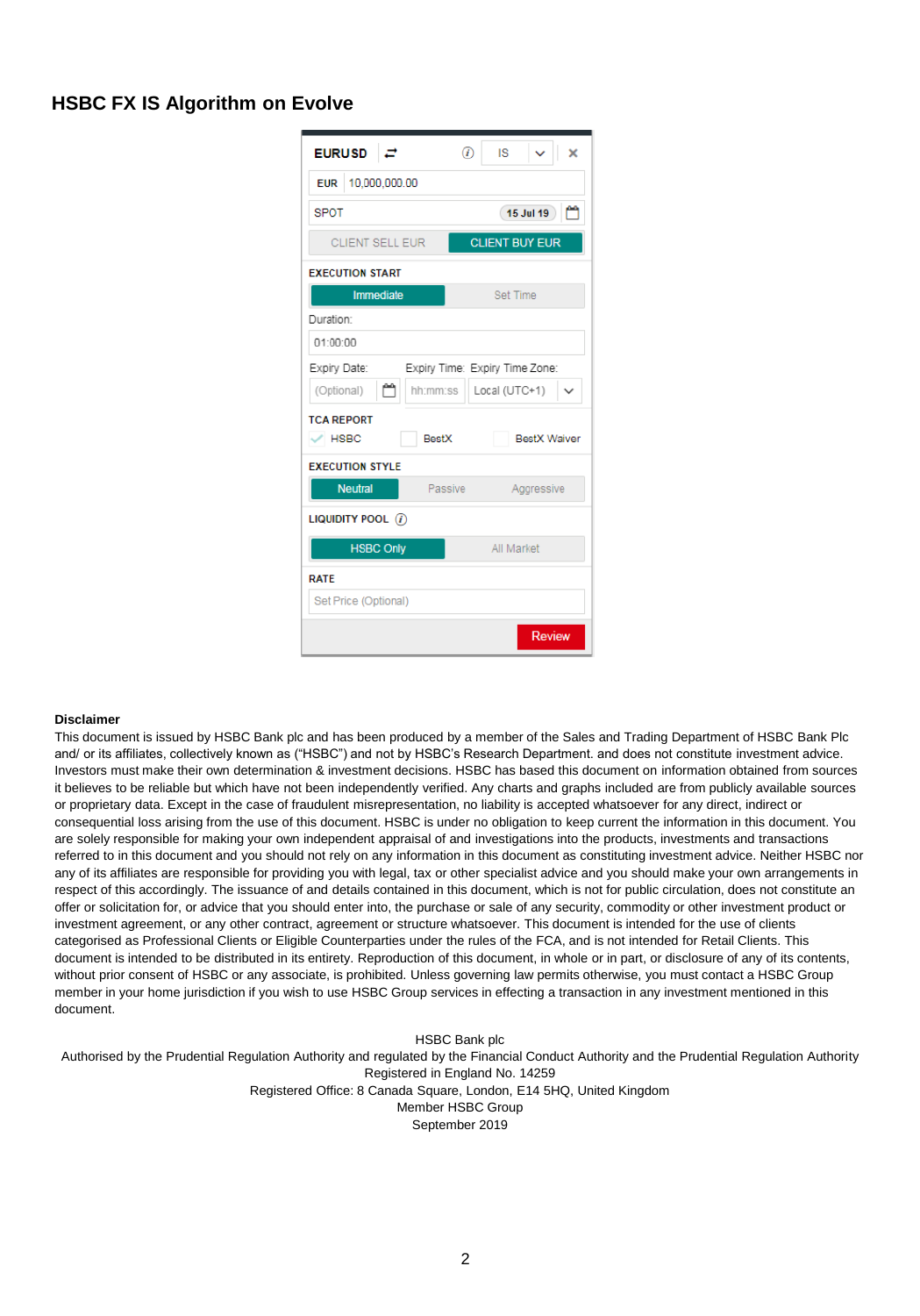## HSBC FX IS Algorithm on Evolve

EURUSD
IS
EUR 10,000,000.00
SPOT 15 Jul 19
CLIENT SELL EUR
CLIENT BUY EUR
EXECUTION START
Immediate
Set Time
Duration:
01:00:00
Expiry Date:
Expiry Time:
Expiry Time Zone:
(Optional)
hh:mm:ss
Local (UTC+1)
TCA REPORT
HSBC
BestX
BestX Waiver
EXECUTION STYLE
Neutral
Passive
Aggressive
LIQUIDITY POOL
HSBC Only
All Market
RATE
Set Price (Optional)
Review

**Disclaimer**

This document is issued by HSBC Bank plc and has been produced by a member of the Sales and Trading Department of HSBC Bank Plc and/ or its affiliates, collectively known as ("HSBC") and not by HSBC's Research Department. and does not constitute investment advice. Investors must make their own determination & investment decisions. HSBC has based this document on information obtained from sources it believes to be reliable but which have not been independently verified. Any charts and graphs included are from publicly available sources or proprietary data. Except in the case of fraudulent misrepresentation, no liability is accepted whatsoever for any direct, indirect or consequential loss arising from the use of this document. HSBC is under no obligation to keep current the information in this document. You are solely responsible for making your own independent appraisal of and investigations into the products, investments and transactions referred to in this document and you should not rely on any information in this document as constituting investment advice. Neither HSBC nor any of its affiliates are responsible for providing you with legal, tax or other specialist advice and you should make your own arrangements in respect of this accordingly. The issuance of and details contained in this document, which is not for public circulation, does not constitute an offer or solicitation for, or advice that you should enter into, the purchase or sale of any security, commodity or other investment product or investment agreement, or any other contract, agreement or structure whatsoever. This document is intended for the use of clients categorised as Professional Clients or Eligible Counterparties under the rules of the FCA, and is not intended for Retail Clients. This document is intended to be distributed in its entirety. Reproduction of this document, in whole or in part, or disclosure of any of its contents, without prior consent of HSBC or any associate, is prohibited. Unless governing law permits otherwise, you must contact a HSBC Group member in your home jurisdiction if you wish to use HSBC Group services in effecting a transaction in any investment mentioned in this document.

HSBC Bank plc
Authorised by the Prudential Regulation Authority and regulated by the Financial Conduct Authority and the Prudential Regulation Authority
Registered in England No. 14259
Registered Office: 8 Canada Square, London, E14 5HQ, United Kingdom
Member HSBC Group
September 2019